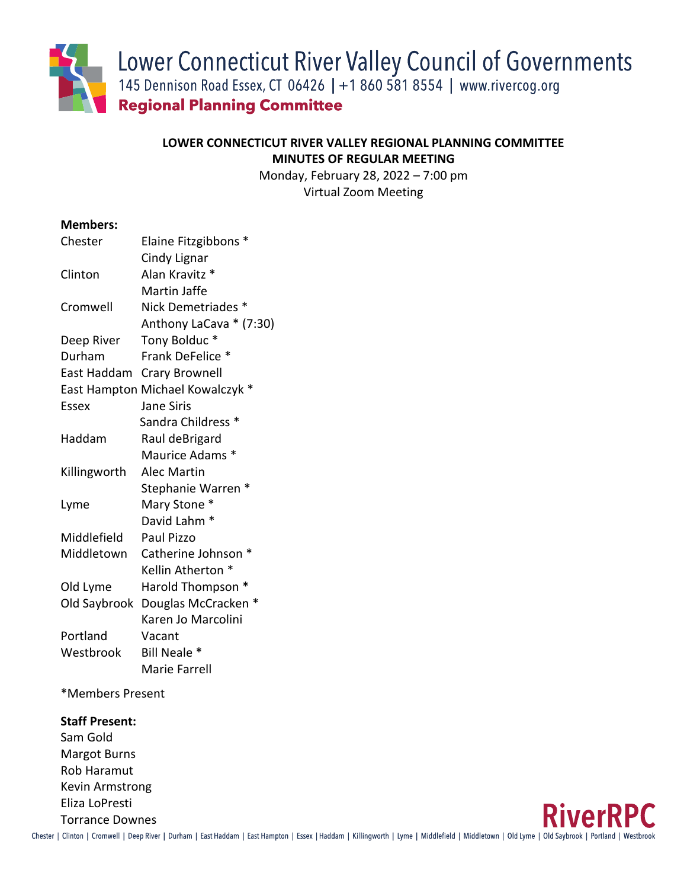Lower Connecticut River Valley Council of Governments
145 Dennison Road Essex, CT 06426 | +1 860 581 8554 | www.rivercog.org
**Regional Planning Committee**

**LOWER CONNECTICUT RIVER VALLEY REGIONAL PLANNING COMMITTEE**
**MINUTES OF REGULAR MEETING**
Monday, February 28, 2022 – 7:00 pm
Virtual Zoom Meeting

**Members:**

| | |
|---|---|
| Chester | Elaine Fitzgibbons * |
| | Cindy Lignar |
| Clinton | Alan Kravitz * |
| | Martin Jaffe |
| Cromwell | Nick Demetriades * |
| | Anthony LaCava * (7:30) |
| Deep River | Tony Bolduc * |
| Durham | Frank DeFelice * |
| East Haddam | Crary Brownell |
| East Hampton | Michael Kowalczyk * |
| Essex | Jane Siris |
| | Sandra Childress * |
| Haddam | Raul deBrigard |
| | Maurice Adams * |
| Killingworth | Alec Martin |
| | Stephanie Warren * |
| Lyme | Mary Stone * |
| | David Lahm * |
| Middlefield | Paul Pizzo |
| Middletown | Catherine Johnson * |
| | Kellin Atherton * |
| Old Lyme | Harold Thompson * |
| Old Saybrook | Douglas McCracken * |
| | Karen Jo Marcolini |
| Portland | Vacant |
| Westbrook | Bill Neale * |
| | Marie Farrell |

*Members Present

**Staff Present:**
Sam Gold
Margot Burns
Rob Haramut
Kevin Armstrong
Eliza LoPresti
Torrance Downes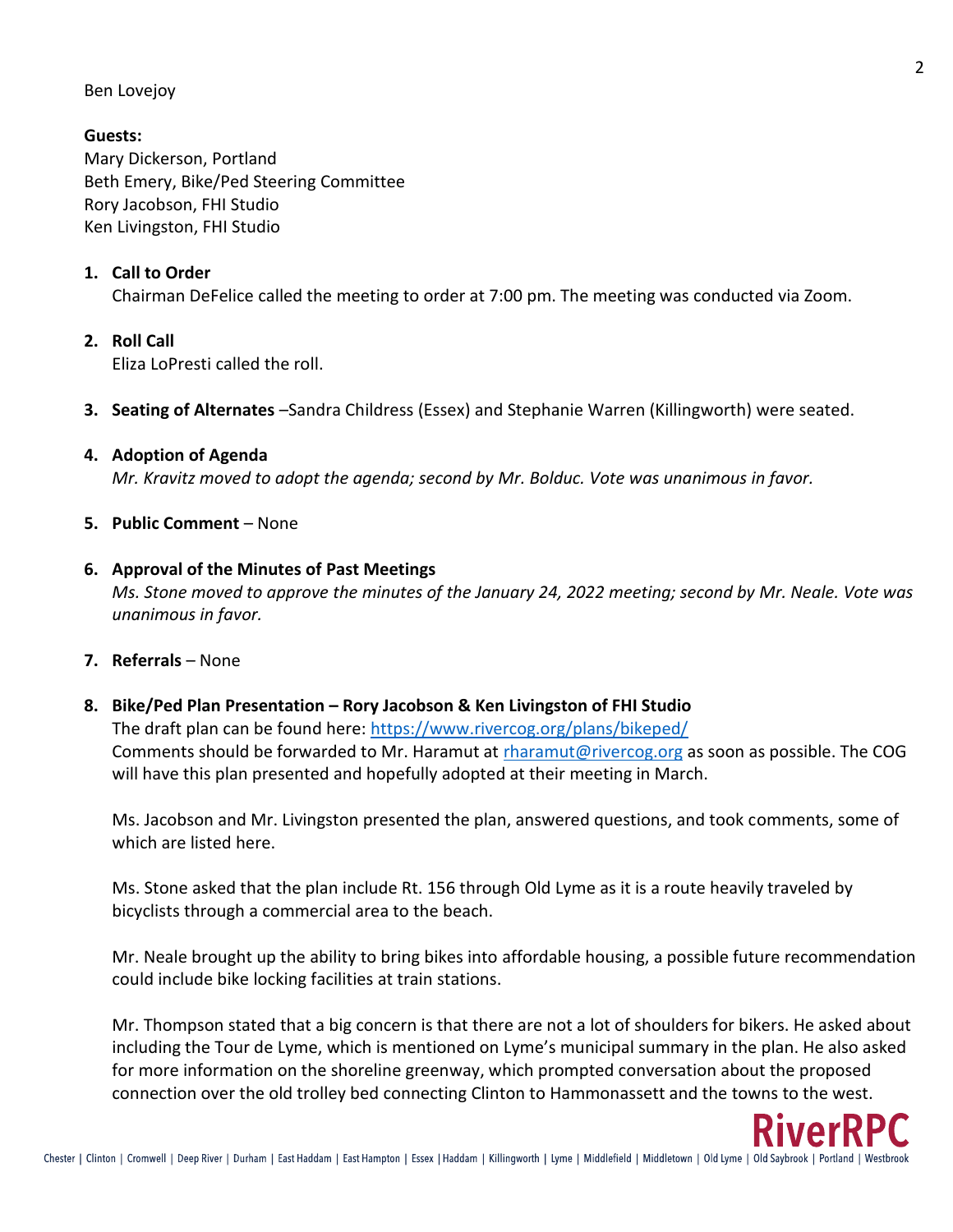Ben Lovejoy

**Guests:**
Mary Dickerson, Portland
Beth Emery, Bike/Ped Steering Committee
Rory Jacobson, FHI Studio
Ken Livingston, FHI Studio

1. **Call to Order**
   Chairman DeFelice called the meeting to order at 7:00 pm. The meeting was conducted via Zoom.

2. **Roll Call**
   Eliza LoPresti called the roll.

3. **Seating of Alternates** –Sandra Childress (Essex) and Stephanie Warren (Killingworth) were seated.

4. **Adoption of Agenda**
   *Mr. Kravitz moved to adopt the agenda; second by Mr. Bolduc. Vote was unanimous in favor.*

5. **Public Comment** – None

6. **Approval of the Minutes of Past Meetings**
   *Ms. Stone moved to approve the minutes of the January 24, 2022 meeting; second by Mr. Neale. Vote was unanimous in favor.*

7. **Referrals** – None

8. **Bike/Ped Plan Presentation – Rory Jacobson & Ken Livingston of FHI Studio**
   The draft plan can be found here: https://www.rivercog.org/plans/bikeped/
   Comments should be forwarded to Mr. Haramut at rharamut@rivercog.org as soon as possible. The COG will have this plan presented and hopefully adopted at their meeting in March.

   Ms. Jacobson and Mr. Livingston presented the plan, answered questions, and took comments, some of which are listed here.

   Ms. Stone asked that the plan include Rt. 156 through Old Lyme as it is a route heavily traveled by bicyclists through a commercial area to the beach.

   Mr. Neale brought up the ability to bring bikes into affordable housing, a possible future recommendation could include bike locking facilities at train stations.

   Mr. Thompson stated that a big concern is that there are not a lot of shoulders for bikers. He asked about including the Tour de Lyme, which is mentioned on Lyme's municipal summary in the plan. He also asked for more information on the shoreline greenway, which prompted conversation about the proposed connection over the old trolley bed connecting Clinton to Hammonassett and the towns to the west.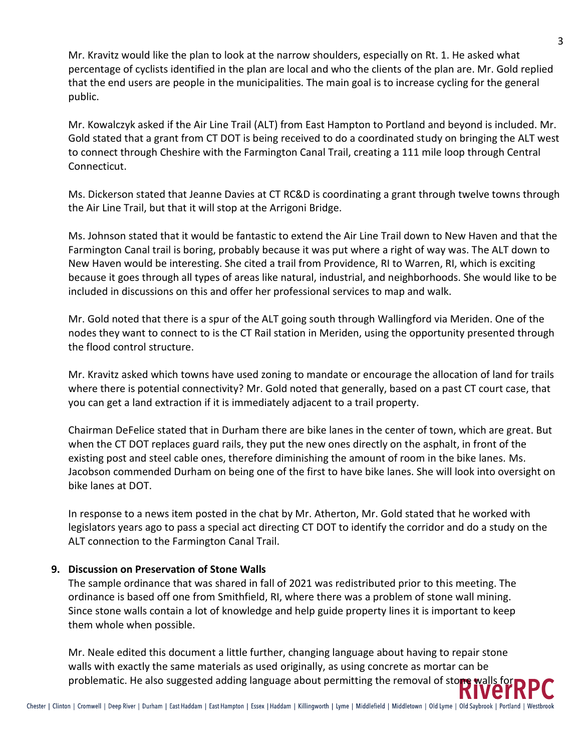Mr. Kravitz would like the plan to look at the narrow shoulders, especially on Rt. 1. He asked what percentage of cyclists identified in the plan are local and who the clients of the plan are. Mr. Gold replied that the end users are people in the municipalities. The main goal is to increase cycling for the general public.

Mr. Kowalczyk asked if the Air Line Trail (ALT) from East Hampton to Portland and beyond is included. Mr. Gold stated that a grant from CT DOT is being received to do a coordinated study on bringing the ALT west to connect through Cheshire with the Farmington Canal Trail, creating a 111 mile loop through Central Connecticut.

Ms. Dickerson stated that Jeanne Davies at CT RC&D is coordinating a grant through twelve towns through the Air Line Trail, but that it will stop at the Arrigoni Bridge.

Ms. Johnson stated that it would be fantastic to extend the Air Line Trail down to New Haven and that the Farmington Canal trail is boring, probably because it was put where a right of way was. The ALT down to New Haven would be interesting. She cited a trail from Providence, RI to Warren, RI, which is exciting because it goes through all types of areas like natural, industrial, and neighborhoods. She would like to be included in discussions on this and offer her professional services to map and walk.

Mr. Gold noted that there is a spur of the ALT going south through Wallingford via Meriden. One of the nodes they want to connect to is the CT Rail station in Meriden, using the opportunity presented through the flood control structure.

Mr. Kravitz asked which towns have used zoning to mandate or encourage the allocation of land for trails where there is potential connectivity? Mr. Gold noted that generally, based on a past CT court case, that you can get a land extraction if it is immediately adjacent to a trail property.

Chairman DeFelice stated that in Durham there are bike lanes in the center of town, which are great. But when the CT DOT replaces guard rails, they put the new ones directly on the asphalt, in front of the existing post and steel cable ones, therefore diminishing the amount of room in the bike lanes. Ms. Jacobson commended Durham on being one of the first to have bike lanes. She will look into oversight on bike lanes at DOT.

In response to a news item posted in the chat by Mr. Atherton, Mr. Gold stated that he worked with legislators years ago to pass a special act directing CT DOT to identify the corridor and do a study on the ALT connection to the Farmington Canal Trail.

**9. Discussion on Preservation of Stone Walls**

The sample ordinance that was shared in fall of 2021 was redistributed prior to this meeting. The ordinance is based off one from Smithfield, RI, where there was a problem of stone wall mining. Since stone walls contain a lot of knowledge and help guide property lines it is important to keep them whole when possible.

Mr. Neale edited this document a little further, changing language about having to repair stone walls with exactly the same materials as used originally, as using concrete as mortar can be problematic. He also suggested adding language about permitting the removal of stone walls for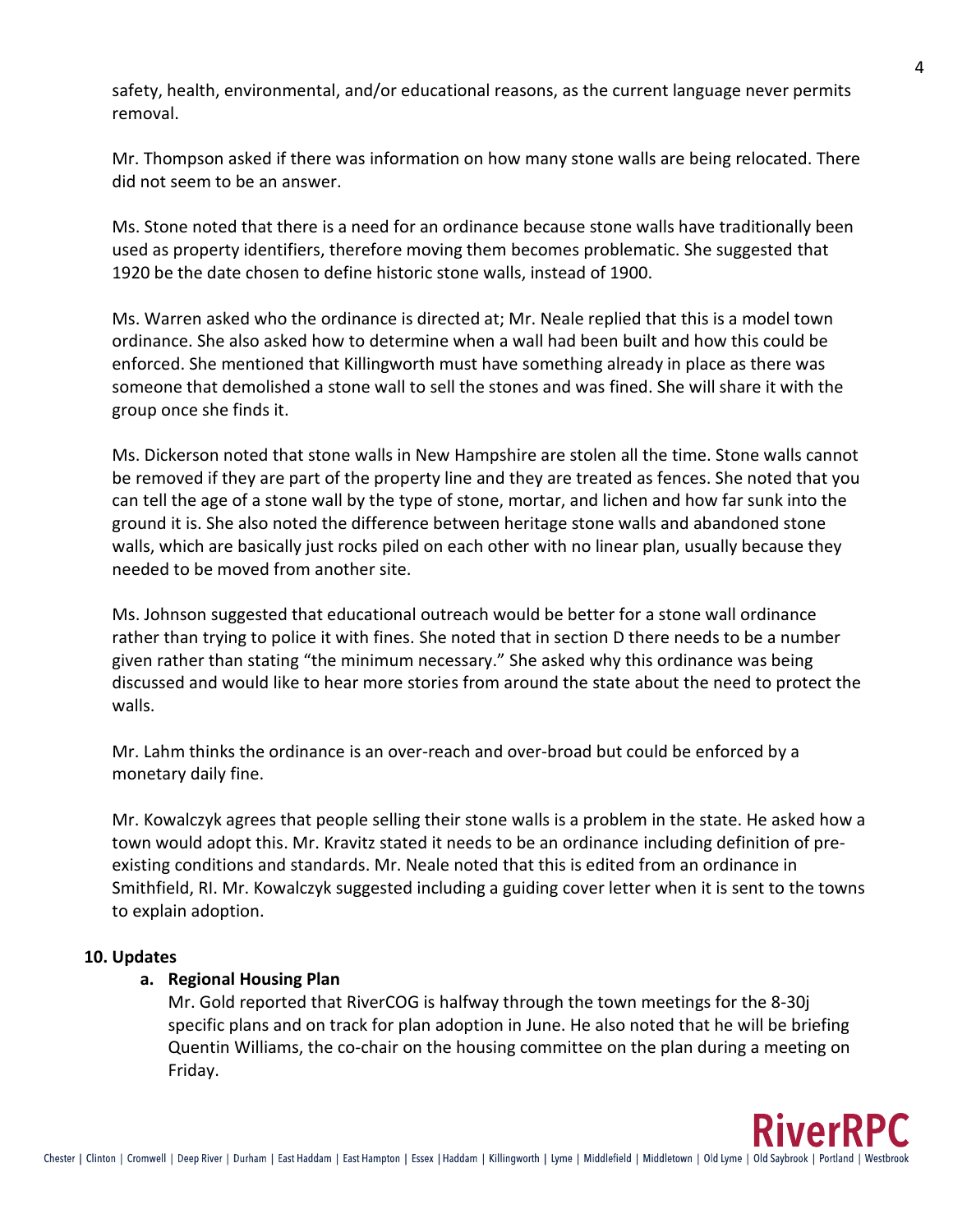safety, health, environmental, and/or educational reasons, as the current language never permits removal.

Mr. Thompson asked if there was information on how many stone walls are being relocated. There did not seem to be an answer.

Ms. Stone noted that there is a need for an ordinance because stone walls have traditionally been used as property identifiers, therefore moving them becomes problematic. She suggested that 1920 be the date chosen to define historic stone walls, instead of 1900.

Ms. Warren asked who the ordinance is directed at; Mr. Neale replied that this is a model town ordinance. She also asked how to determine when a wall had been built and how this could be enforced. She mentioned that Killingworth must have something already in place as there was someone that demolished a stone wall to sell the stones and was fined. She will share it with the group once she finds it.

Ms. Dickerson noted that stone walls in New Hampshire are stolen all the time. Stone walls cannot be removed if they are part of the property line and they are treated as fences. She noted that you can tell the age of a stone wall by the type of stone, mortar, and lichen and how far sunk into the ground it is. She also noted the difference between heritage stone walls and abandoned stone walls, which are basically just rocks piled on each other with no linear plan, usually because they needed to be moved from another site.

Ms. Johnson suggested that educational outreach would be better for a stone wall ordinance rather than trying to police it with fines. She noted that in section D there needs to be a number given rather than stating "the minimum necessary." She asked why this ordinance was being discussed and would like to hear more stories from around the state about the need to protect the walls.

Mr. Lahm thinks the ordinance is an over-reach and over-broad but could be enforced by a monetary daily fine.

Mr. Kowalczyk agrees that people selling their stone walls is a problem in the state. He asked how a town would adopt this. Mr. Kravitz stated it needs to be an ordinance including definition of pre-existing conditions and standards. Mr. Neale noted that this is edited from an ordinance in Smithfield, RI. Mr. Kowalczyk suggested including a guiding cover letter when it is sent to the towns to explain adoption.

**10. Updates**

**a. Regional Housing Plan**

Mr. Gold reported that RiverCOG is halfway through the town meetings for the 8-30j specific plans and on track for plan adoption in June. He also noted that he will be briefing Quentin Williams, the co-chair on the housing committee on the plan during a meeting on Friday.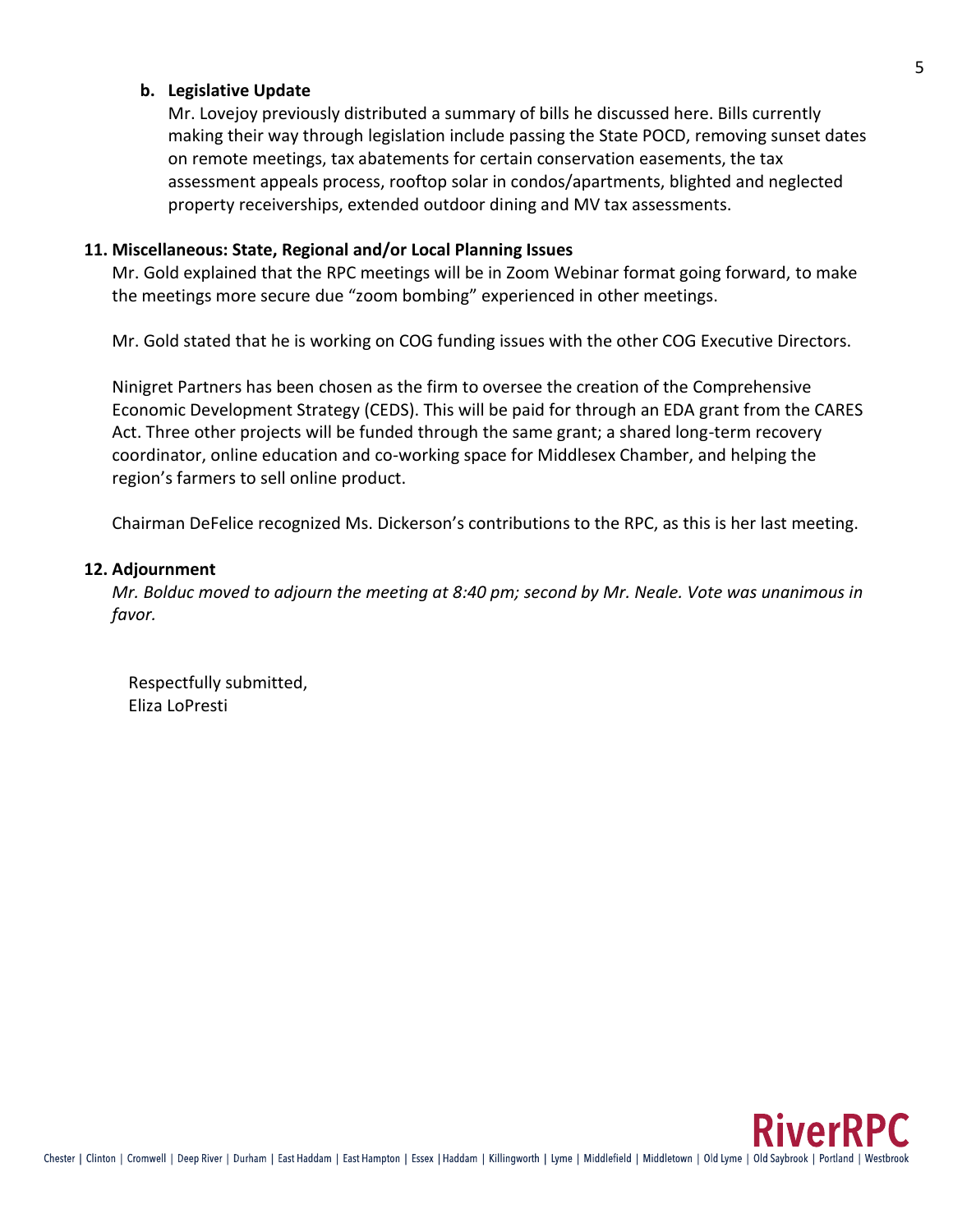**b. Legislative Update**

Mr. Lovejoy previously distributed a summary of bills he discussed here. Bills currently making their way through legislation include passing the State POCD, removing sunset dates on remote meetings, tax abatements for certain conservation easements, the tax assessment appeals process, rooftop solar in condos/apartments, blighted and neglected property receiverships, extended outdoor dining and MV tax assessments.

**11. Miscellaneous: State, Regional and/or Local Planning Issues**

Mr. Gold explained that the RPC meetings will be in Zoom Webinar format going forward, to make the meetings more secure due "zoom bombing" experienced in other meetings.

Mr. Gold stated that he is working on COG funding issues with the other COG Executive Directors.

Ninigret Partners has been chosen as the firm to oversee the creation of the Comprehensive Economic Development Strategy (CEDS). This will be paid for through an EDA grant from the CARES Act. Three other projects will be funded through the same grant; a shared long-term recovery coordinator, online education and co-working space for Middlesex Chamber, and helping the region's farmers to sell online product.

Chairman DeFelice recognized Ms. Dickerson's contributions to the RPC, as this is her last meeting.

**12. Adjournment**

*Mr. Bolduc moved to adjourn the meeting at 8:40 pm; second by Mr. Neale. Vote was unanimous in favor.*

Respectfully submitted,
Eliza LoPresti